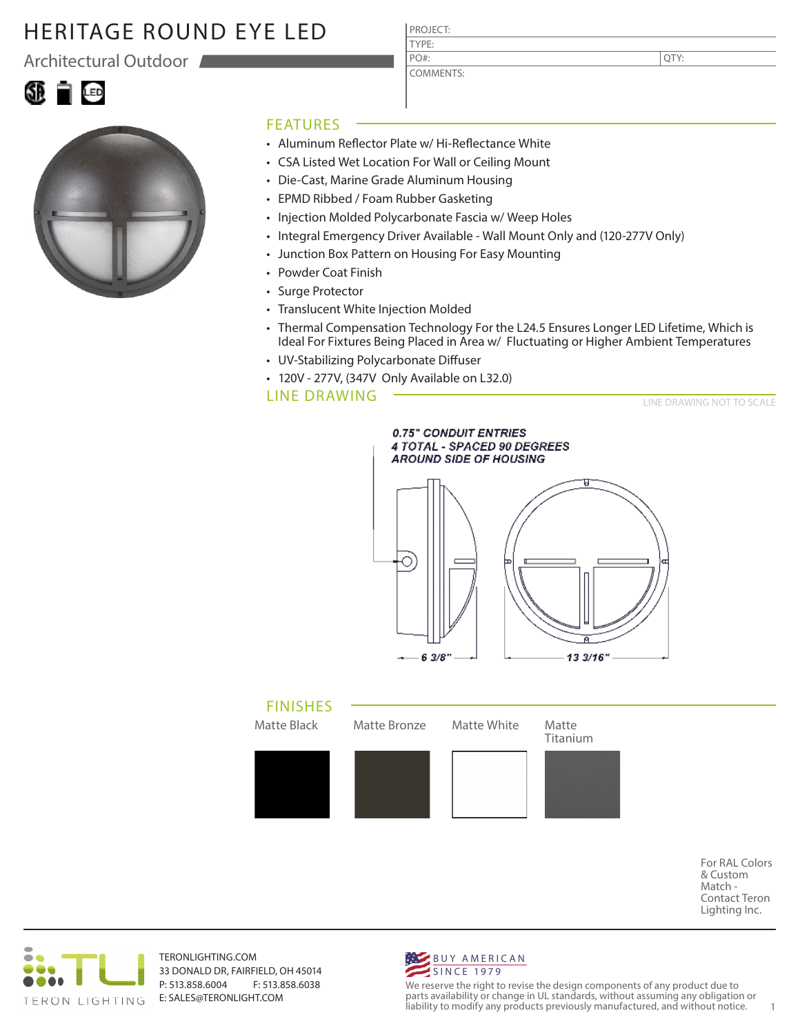# HERITAGE ROUND EYE LED

## Architectural Outdoor

| PROJECT: | |
|---|---|
| TYPE: | |
| PO#: | QTY: |
| COMMENTS: | |

## FEATURES

- Aluminum Reflector Plate w/ Hi-Reflectance White
- CSA Listed Wet Location For Wall or Ceiling Mount
- Die-Cast, Marine Grade Aluminum Housing
- EPMD Ribbed / Foam Rubber Gasketing
- Injection Molded Polycarbonate Fascia w/ Weep Holes
- Integral Emergency Driver Available - Wall Mount Only and (120-277V Only)
- Junction Box Pattern on Housing For Easy Mounting
- Powder Coat Finish
- Surge Protector
- Translucent White Injection Molded
- Thermal Compensation Technology For the L24.5 Ensures Longer LED Lifetime, Which is Ideal For Fixtures Being Placed in Area w/ Fluctuating or Higher Ambient Temperatures
- UV-Stabilizing Polycarbonate Diffuser
- 120V - 277V, (347V Only Available on L32.0)

## LINE DRAWING

LINE DRAWING NOT TO SCALE

0.75" CONDUIT ENTRIES
4 TOTAL - SPACED 90 DEGREES
AROUND SIDE OF HOUSING

6 3/8"

13 3/16"

## FINISHES

| Matte Black | Matte Bronze | Matte White | Matte Titanium |
|---|---|---|---|

For RAL Colors & Custom Match - Contact Teron Lighting Inc.

TERON LIGHTING

TERONLIGHTING.COM
33 DONALD DR, FAIRFIELD, OH 45014
P: 513.858.6004 F: 513.858.6038
E: SALES@TERONLIGHT.COM

BUY AMERICAN SINCE 1979

We reserve the right to revise the design components of any product due to parts availability or change in UL standards, without assuming any obligation or liability to modify any products previously manufactured, and without notice.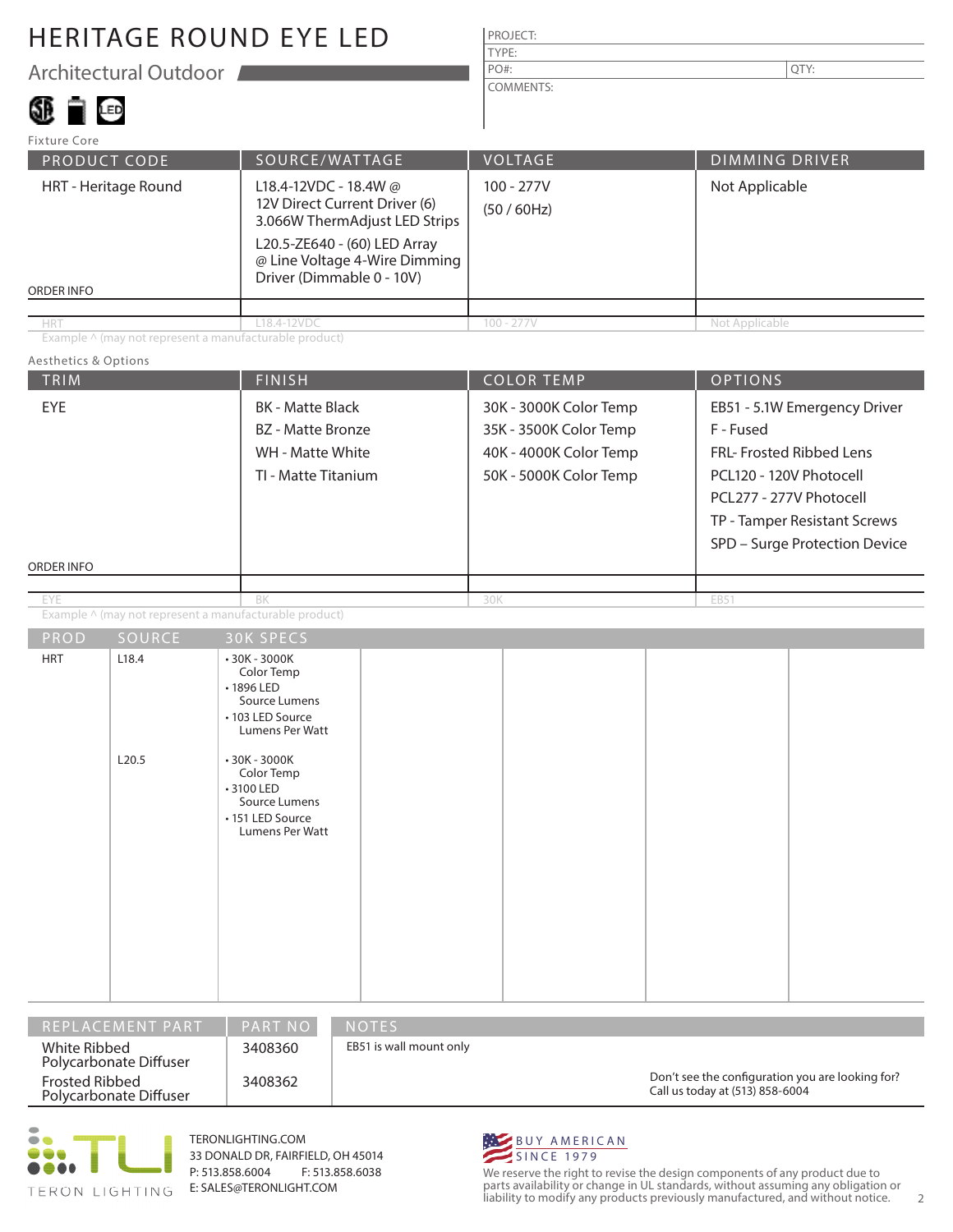# HERITAGE ROUND EYE LED

## Architectural Outdoor

| PROJECT: | |
|---|---|
| TYPE: | |
| PO#: | QTY: |
| COMMENTS: | |

### Fixture Core

| PRODUCT CODE | SOURCE/WATTAGE | VOLTAGE | DIMMING DRIVER |
|---|---|---|---|
| HRT - Heritage Round | L18.4-12VDC - 18.4W @ 12V Direct Current Driver (6) 3.066W ThermAdjust LED Strips<br>L20.5-ZE640 - (60) LED Array @ Line Voltage 4-Wire Dimming Driver (Dimmable 0 - 10V) | 100 - 277V<br>(50 / 60Hz) | Not Applicable |
| ORDER INFO | | | |
| HRT | L18.4-12VDC | 100 - 277V | Not Applicable |

Example ^ (may not represent a manufacturable product)

### Aesthetics & Options

| TRIM | FINISH | COLOR TEMP | OPTIONS |
|---|---|---|---|
| EYE | BK - Matte Black<br>BZ - Matte Bronze<br>WH - Matte White<br>TI - Matte Titanium | 30K - 3000K Color Temp<br>35K - 3500K Color Temp<br>40K - 4000K Color Temp<br>50K - 5000K Color Temp | EB51 - 5.1W Emergency Driver<br>F - Fused<br>FRL- Frosted Ribbed Lens<br>PCL120 - 120V Photocell<br>PCL277 - 277V Photocell<br>TP - Tamper Resistant Screws<br>SPD – Surge Protection Device |
| ORDER INFO | | | |
| EYE | BK | 30K | EB51 |

Example ^ (may not represent a manufacturable product)

| PROD | SOURCE | 30K SPECS |
|---|---|---|
| HRT | L18.4 | • 30K - 3000K Color Temp<br>• 1896 LED Source Lumens<br>• 103 LED Source Lumens Per Watt |
| | L20.5 | • 30K - 3000K Color Temp<br>• 3100 LED Source Lumens<br>• 151 LED Source Lumens Per Watt |

| REPLACEMENT PART | PART NO | NOTES |
|---|---|---|
| White Ribbed Polycarbonate Diffuser | 3408360 | EB51 is wall mount only |
| Frosted Ribbed Polycarbonate Diffuser | 3408362 | |

Don't see the configuration you are looking for? Call us today at (513) 858-6004

TERON LIGHTING

TERONLIGHTING.COM
33 DONALD DR, FAIRFIELD, OH 45014
P: 513.858.6004 F: 513.858.6038
E: SALES@TERONLIGHT.COM

BUY AMERICAN SINCE 1979

We reserve the right to revise the design components of any product due to parts availability or change in UL standards, without assuming any obligation or liability to modify any products previously manufactured, and without notice.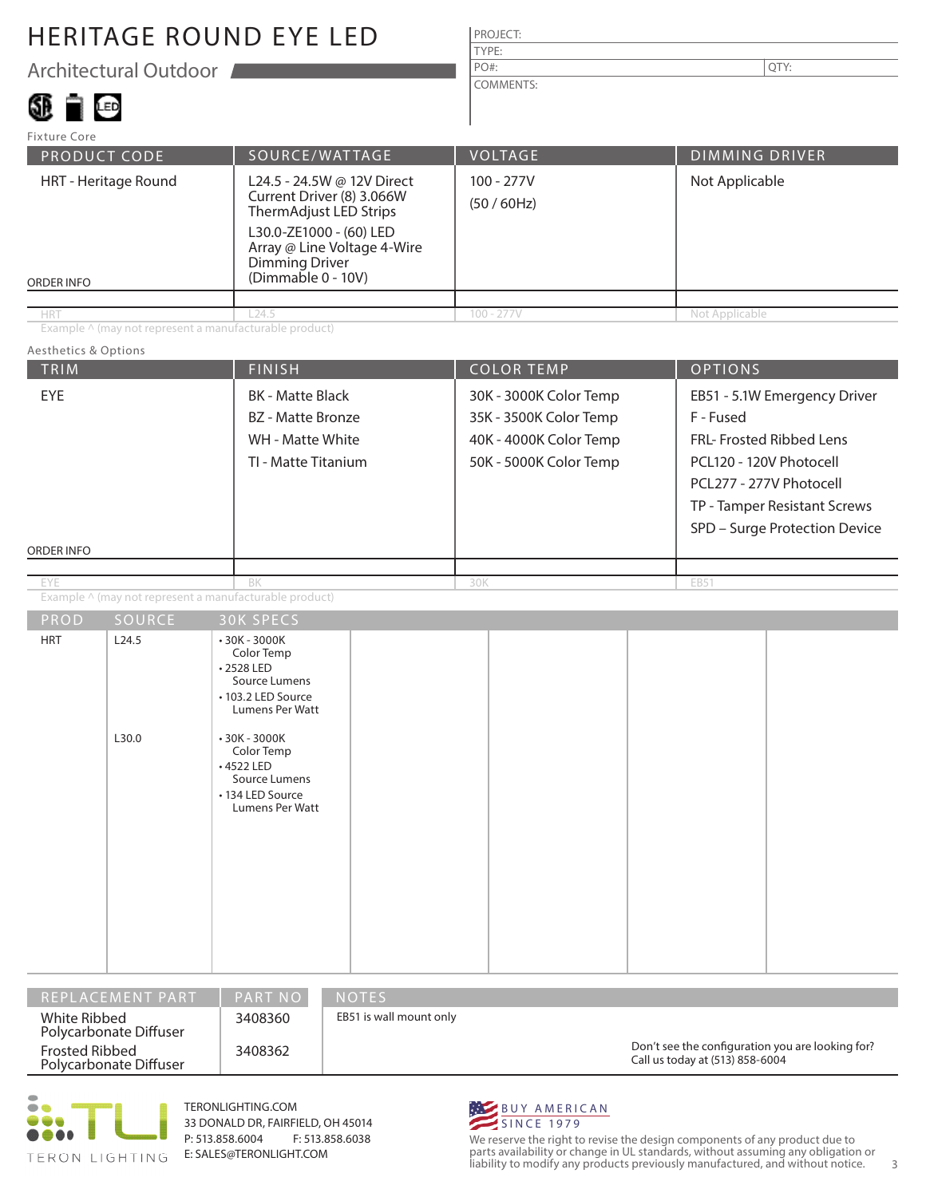# HERITAGE ROUND EYE LED

## Architectural Outdoor

| PROJECT: | |
|---|---|
| TYPE: | |
| PO#: | QTY: |
| COMMENTS: | |

### Fixture Core

| PRODUCT CODE | SOURCE/WATTAGE | VOLTAGE | DIMMING DRIVER |
|---|---|---|---|
| HRT - Heritage Round | L24.5 - 24.5W @ 12V Direct Current Driver (8) 3.066W ThermAdjust LED Strips<br>L30.0-ZE1000 - (60) LED Array @ Line Voltage 4-Wire Dimming Driver (Dimmable 0 - 10V) | 100 - 277V<br>(50 / 60Hz) | Not Applicable |
| ORDER INFO | | | |
| HRT | L24.5 | 100 - 277V | Not Applicable |

Example ^ (may not represent a manufacturable product)

### Aesthetics & Options

| TRIM | FINISH | COLOR TEMP | OPTIONS |
|---|---|---|---|
| EYE | BK - Matte Black<br>BZ - Matte Bronze<br>WH - Matte White<br>TI - Matte Titanium | 30K - 3000K Color Temp<br>35K - 3500K Color Temp<br>40K - 4000K Color Temp<br>50K - 5000K Color Temp | EB51 - 5.1W Emergency Driver<br>F - Fused<br>FRL- Frosted Ribbed Lens<br>PCL120 - 120V Photocell<br>PCL277 - 277V Photocell<br>TP - Tamper Resistant Screws<br>SPD – Surge Protection Device |
| ORDER INFO | | | |
| EYE | BK | 30K | EB51 |

Example ^ (may not represent a manufacturable product)

| PROD | SOURCE | 30K SPECS |
|---|---|---|
| HRT | L24.5 | • 30K - 3000K Color Temp<br>• 2528 LED Source Lumens<br>• 103.2 LED Source Lumens Per Watt |
| | L30.0 | • 30K - 3000K Color Temp<br>• 4522 LED Source Lumens<br>• 134 LED Source Lumens Per Watt |

| REPLACEMENT PART | PART NO | NOTES |
|---|---|---|
| White Ribbed Polycarbonate Diffuser | 3408360 | EB51 is wall mount only |
| Frosted Ribbed Polycarbonate Diffuser | 3408362 | |

Don't see the configuration you are looking for? Call us today at (513) 858-6004

TERON LIGHTING

TERONLIGHTING.COM
33 DONALD DR, FAIRFIELD, OH 45014
P: 513.858.6004 F: 513.858.6038
E: SALES@TERONLIGHT.COM

BUY AMERICAN SINCE 1979

We reserve the right to revise the design components of any product due to parts availability or change in UL standards, without assuming any obligation or liability to modify any products previously manufactured, and without notice.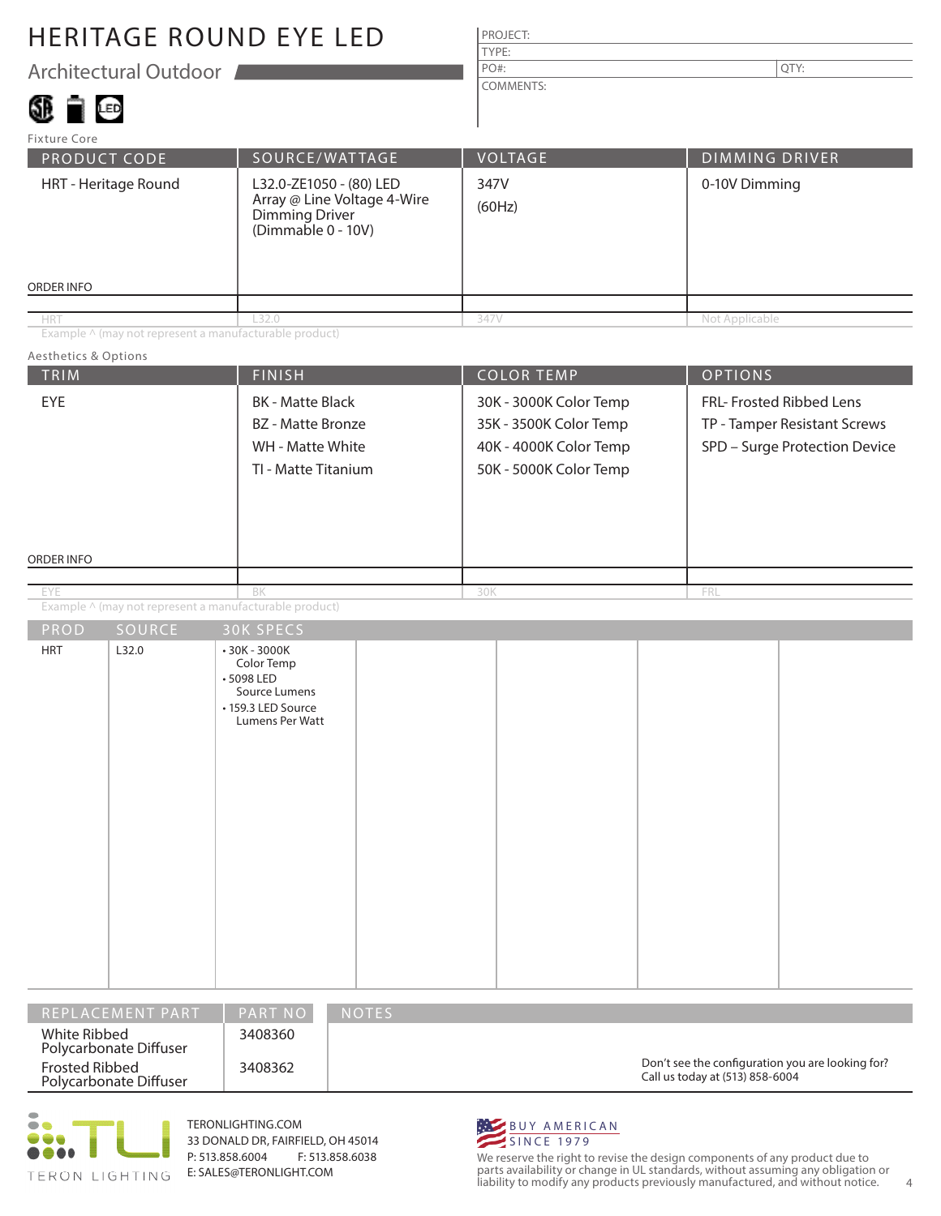# HERITAGE ROUND EYE LED

## Architectural Outdoor

| | |
|---|---|
| PROJECT: | |
| TYPE: | |
| PO#: | QTY: |
| COMMENTS: | |

Fixture Core

| PRODUCT CODE | SOURCE/WATTAGE | VOLTAGE | DIMMING DRIVER |
|---|---|---|---|
| HRT - Heritage Round | L32.0-ZE1050 - (80) LED Array @ Line Voltage 4-Wire Dimming Driver (Dimmable 0 - 10V) | 347V (60Hz) | 0-10V Dimming |
| ORDER INFO | | | |
| HRT | L32.0 | 347V | Not Applicable |

Example ^ (may not represent a manufacturable product)

Aesthetics & Options

| TRIM | FINISH | COLOR TEMP | OPTIONS |
|---|---|---|---|
| EYE | BK - Matte Black<br>BZ - Matte Bronze<br>WH - Matte White<br>TI - Matte Titanium | 30K - 3000K Color Temp<br>35K - 3500K Color Temp<br>40K - 4000K Color Temp<br>50K - 5000K Color Temp | FRL- Frosted Ribbed Lens<br>TP - Tamper Resistant Screws<br>SPD – Surge Protection Device |
| ORDER INFO | | | |
| EYE | BK | 30K | FRL |

Example ^ (may not represent a manufacturable product)

| PROD | SOURCE | 30K SPECS |
|---|---|---|
| HRT | L32.0 | • 30K - 3000K Color Temp<br>• 5098 LED Source Lumens<br>• 159.3 LED Source Lumens Per Watt |

| REPLACEMENT PART | PART NO | NOTES |
|---|---|---|
| White Ribbed Polycarbonate Diffuser | 3408360 | |
| Frosted Ribbed Polycarbonate Diffuser | 3408362 | Don't see the configuration you are looking for? Call us today at (513) 858-6004 |

TERON LIGHTING

TERONLIGHTING.COM
33 DONALD DR, FAIRFIELD, OH 45014
P: 513.858.6004 F: 513.858.6038
E: SALES@TERONLIGHT.COM

BUY AMERICAN SINCE 1979

We reserve the right to revise the design components of any product due to parts availability or change in UL standards, without assuming any obligation or liability to modify any products previously manufactured, and without notice.